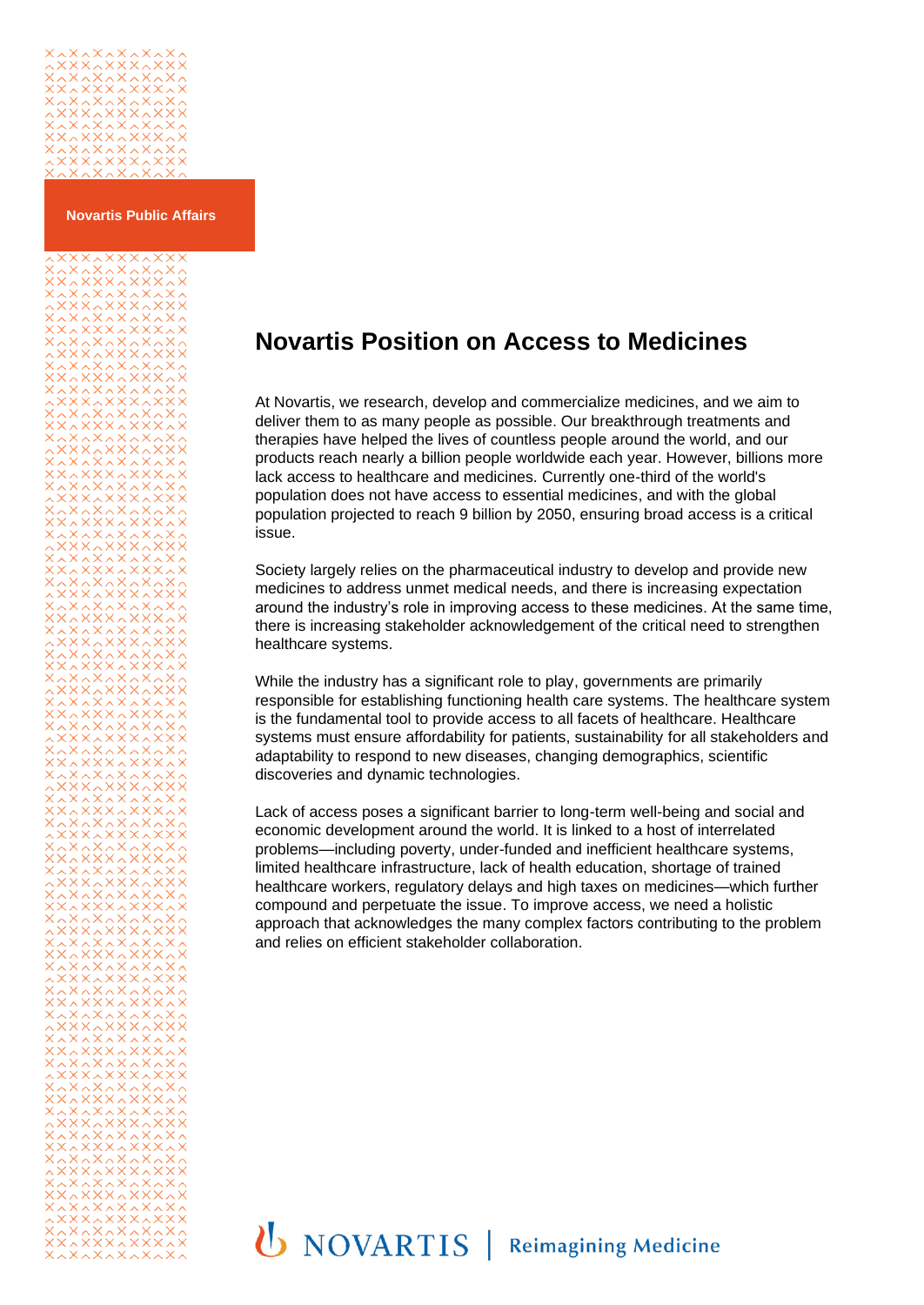Novartis Public Affairs

# Novartis Position on Access to Medicines

At Novartis, we research, develop and commercialize medicines, and we aim to deliver them to as many people as possible. Our breakthrough treatments and therapies have helped the lives of countless people around the world, and our products reach nearly a billion people worldwide each year. However, billions more lack access to healthcare and medicines. Currently one-third of the world's population does not have access to essential medicines, and with the global population projected to reach 9 billion by 2050, ensuring broad access is a critical issue.

Society largely relies on the pharmaceutical industry to develop and provide new medicines to address unmet medical needs, and there is increasing expectation around the industry's role in improving access to these medicines. At the same time, there is increasing stakeholder acknowledgement of the critical need to strengthen healthcare systems.

While the industry has a significant role to play, governments are primarily responsible for establishing functioning health care systems. The healthcare system is the fundamental tool to provide access to all facets of healthcare. Healthcare systems must ensure affordability for patients, sustainability for all stakeholders and adaptability to respond to new diseases, changing demographics, scientific discoveries and dynamic technologies.

Lack of access poses a significant barrier to long-term well-being and social and economic development around the world. It is linked to a host of interrelated problems—including poverty, under-funded and inefficient healthcare systems, limited healthcare infrastructure, lack of health education, shortage of trained healthcare workers, regulatory delays and high taxes on medicines—which further compound and perpetuate the issue. To improve access, we need a holistic approach that acknowledges the many complex factors contributing to the problem and relies on efficient stakeholder collaboration.

NOVARTIS | Reimagining Medicine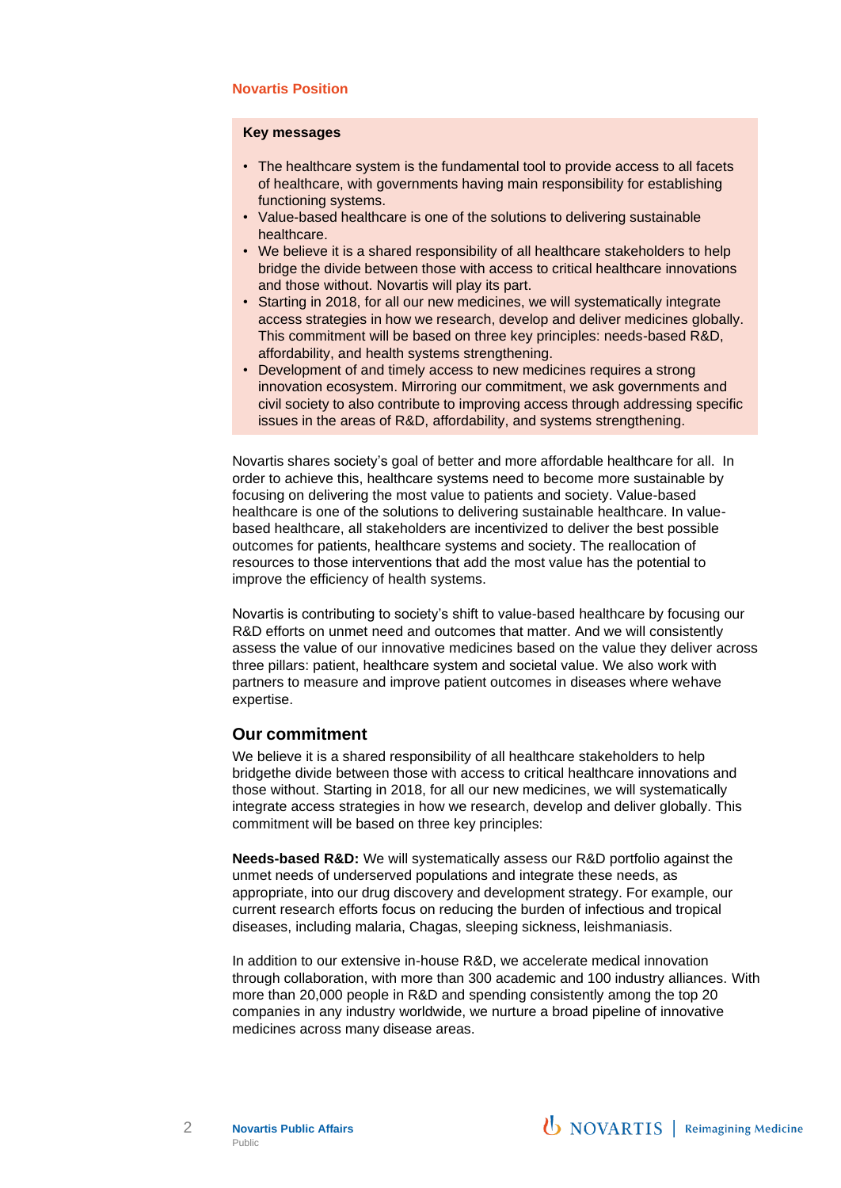**Novartis Position**

**Key messages**

- The healthcare system is the fundamental tool to provide access to all facets of healthcare, with governments having main responsibility for establishing functioning systems.
- Value-based healthcare is one of the solutions to delivering sustainable healthcare.
- We believe it is a shared responsibility of all healthcare stakeholders to help bridge the divide between those with access to critical healthcare innovations and those without. Novartis will play its part.
- Starting in 2018, for all our new medicines, we will systematically integrate access strategies in how we research, develop and deliver medicines globally. This commitment will be based on three key principles: needs-based R&D, affordability, and health systems strengthening.
- Development of and timely access to new medicines requires a strong innovation ecosystem. Mirroring our commitment, we ask governments and civil society to also contribute to improving access through addressing specific issues in the areas of R&D, affordability, and systems strengthening.

Novartis shares society's goal of better and more affordable healthcare for all. In order to achieve this, healthcare systems need to become more sustainable by focusing on delivering the most value to patients and society. Value-based healthcare is one of the solutions to delivering sustainable healthcare. In value-based healthcare, all stakeholders are incentivized to deliver the best possible outcomes for patients, healthcare systems and society. The reallocation of resources to those interventions that add the most value has the potential to improve the efficiency of health systems.

Novartis is contributing to society's shift to value-based healthcare by focusing our R&D efforts on unmet need and outcomes that matter. And we will consistently assess the value of our innovative medicines based on the value they deliver across three pillars: patient, healthcare system and societal value. We also work with partners to measure and improve patient outcomes in diseases where wehave expertise.

## Our commitment

We believe it is a shared responsibility of all healthcare stakeholders to help bridgethe divide between those with access to critical healthcare innovations and those without. Starting in 2018, for all our new medicines, we will systematically integrate access strategies in how we research, develop and deliver globally. This commitment will be based on three key principles:

**Needs-based R&D:** We will systematically assess our R&D portfolio against the unmet needs of underserved populations and integrate these needs, as appropriate, into our drug discovery and development strategy. For example, our current research efforts focus on reducing the burden of infectious and tropical diseases, including malaria, Chagas, sleeping sickness, leishmaniasis.

In addition to our extensive in-house R&D, we accelerate medical innovation through collaboration, with more than 300 academic and 100 industry alliances. With more than 20,000 people in R&D and spending consistently among the top 20 companies in any industry worldwide, we nurture a broad pipeline of innovative medicines across many disease areas.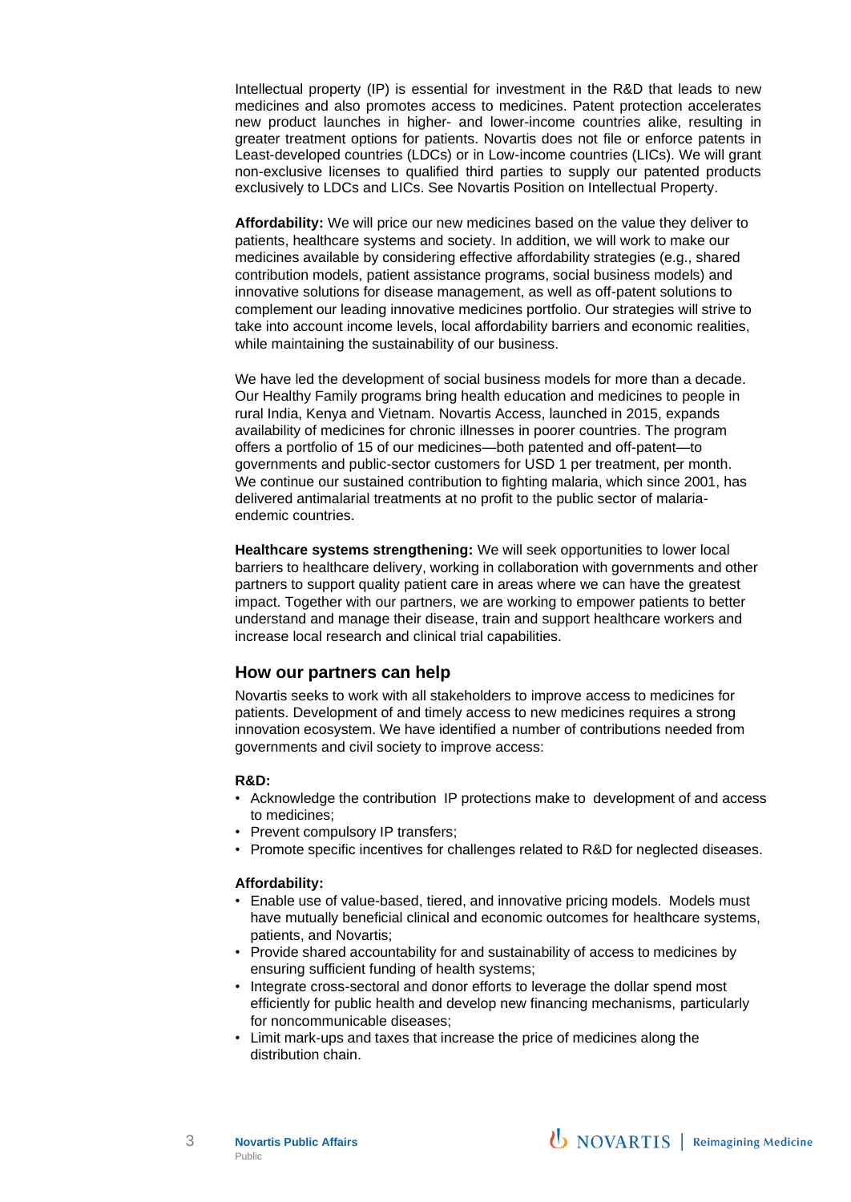Intellectual property (IP) is essential for investment in the R&D that leads to new medicines and also promotes access to medicines. Patent protection accelerates new product launches in higher- and lower-income countries alike, resulting in greater treatment options for patients. Novartis does not file or enforce patents in Least-developed countries (LDCs) or in Low-income countries (LICs). We will grant non-exclusive licenses to qualified third parties to supply our patented products exclusively to LDCs and LICs. See Novartis Position on Intellectual Property.

**Affordability:** We will price our new medicines based on the value they deliver to patients, healthcare systems and society. In addition, we will work to make our medicines available by considering effective affordability strategies (e.g., shared contribution models, patient assistance programs, social business models) and innovative solutions for disease management, as well as off-patent solutions to complement our leading innovative medicines portfolio. Our strategies will strive to take into account income levels, local affordability barriers and economic realities, while maintaining the sustainability of our business.

We have led the development of social business models for more than a decade. Our Healthy Family programs bring health education and medicines to people in rural India, Kenya and Vietnam. Novartis Access, launched in 2015, expands availability of medicines for chronic illnesses in poorer countries. The program offers a portfolio of 15 of our medicines—both patented and off-patent—to governments and public-sector customers for USD 1 per treatment, per month. We continue our sustained contribution to fighting malaria, which since 2001, has delivered antimalarial treatments at no profit to the public sector of malaria-endemic countries.

**Healthcare systems strengthening:** We will seek opportunities to lower local barriers to healthcare delivery, working in collaboration with governments and other partners to support quality patient care in areas where we can have the greatest impact. Together with our partners, we are working to empower patients to better understand and manage their disease, train and support healthcare workers and increase local research and clinical trial capabilities.

## How our partners can help

Novartis seeks to work with all stakeholders to improve access to medicines for patients. Development of and timely access to new medicines requires a strong innovation ecosystem. We have identified a number of contributions needed from governments and civil society to improve access:

**R&D:**

- Acknowledge the contribution IP protections make to development of and access to medicines;
- Prevent compulsory IP transfers;
- Promote specific incentives for challenges related to R&D for neglected diseases.

**Affordability:**

- Enable use of value-based, tiered, and innovative pricing models. Models must have mutually beneficial clinical and economic outcomes for healthcare systems, patients, and Novartis;
- Provide shared accountability for and sustainability of access to medicines by ensuring sufficient funding of health systems;
- Integrate cross-sectoral and donor efforts to leverage the dollar spend most efficiently for public health and develop new financing mechanisms, particularly for noncommunicable diseases;
- Limit mark-ups and taxes that increase the price of medicines along the distribution chain.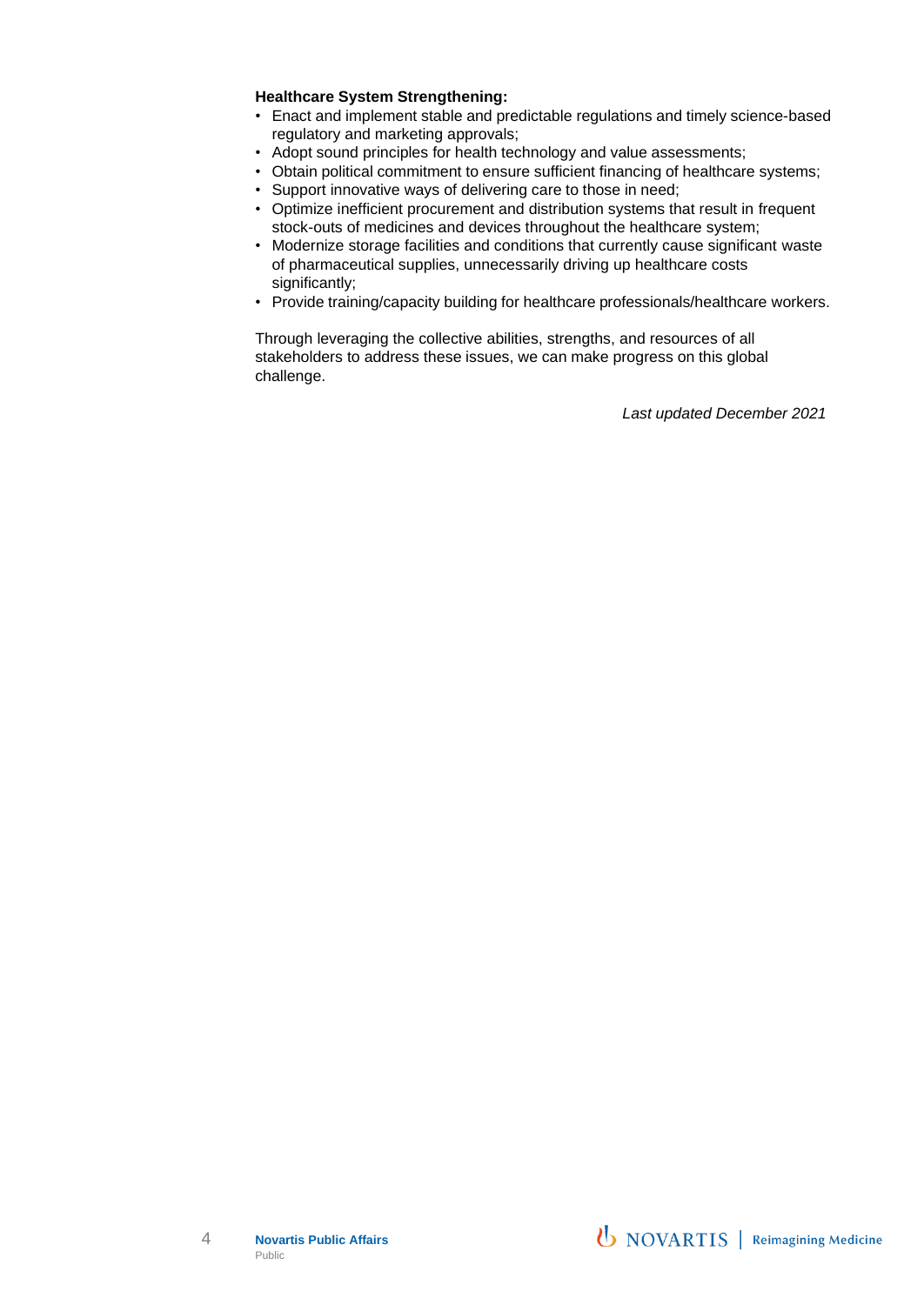**Healthcare System Strengthening:**

- Enact and implement stable and predictable regulations and timely science-based regulatory and marketing approvals;
- Adopt sound principles for health technology and value assessments;
- Obtain political commitment to ensure sufficient financing of healthcare systems;
- Support innovative ways of delivering care to those in need;
- Optimize inefficient procurement and distribution systems that result in frequent stock-outs of medicines and devices throughout the healthcare system;
- Modernize storage facilities and conditions that currently cause significant waste of pharmaceutical supplies, unnecessarily driving up healthcare costs significantly;
- Provide training/capacity building for healthcare professionals/healthcare workers.

Through leveraging the collective abilities, strengths, and resources of all stakeholders to address these issues, we can make progress on this global challenge.

*Last updated December 2021*